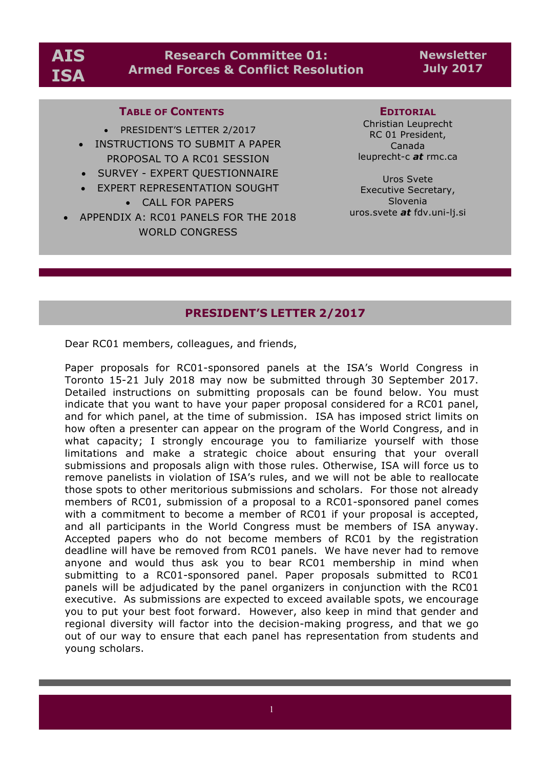# AIS ISA

## Research Committee 01: Armed Forces & Conflict Resolution

**Newsletter July 2017**

**TABLE OF CONTENTS**

- PRESIDENT'S LETTER 2/2017
- INSTRUCTIONS TO SUBMIT A PAPER PROPOSAL TO A RC01 SESSION
- SURVEY - EXPERT QUESTIONNAIRE
- EXPERT REPRESENTATION SOUGHT
- CALL FOR PAPERS
- APPENDIX A: RC01 PANELS FOR THE 2018 WORLD CONGRESS

**EDITORIAL**

Christian Leuprecht
RC 01 President,
Canada
leuprecht-c ***at*** rmc.ca

Uros Svete
Executive Secretary,
Slovenia
uros.svete ***at*** fdv.uni-lj.si

## PRESIDENT'S LETTER 2/2017

Dear RC01 members, colleagues, and friends,

Paper proposals for RC01-sponsored panels at the ISA's World Congress in Toronto 15-21 July 2018 may now be submitted through 30 September 2017. Detailed instructions on submitting proposals can be found below. You must indicate that you want to have your paper proposal considered for a RC01 panel, and for which panel, at the time of submission. ISA has imposed strict limits on how often a presenter can appear on the program of the World Congress, and in what capacity; I strongly encourage you to familiarize yourself with those limitations and make a strategic choice about ensuring that your overall submissions and proposals align with those rules. Otherwise, ISA will force us to remove panelists in violation of ISA's rules, and we will not be able to reallocate those spots to other meritorious submissions and scholars. For those not already members of RC01, submission of a proposal to a RC01-sponsored panel comes with a commitment to become a member of RC01 if your proposal is accepted, and all participants in the World Congress must be members of ISA anyway. Accepted papers who do not become members of RC01 by the registration deadline will have be removed from RC01 panels. We have never had to remove anyone and would thus ask you to bear RC01 membership in mind when submitting to a RC01-sponsored panel. Paper proposals submitted to RC01 panels will be adjudicated by the panel organizers in conjunction with the RC01 executive. As submissions are expected to exceed available spots, we encourage you to put your best foot forward. However, also keep in mind that gender and regional diversity will factor into the decision-making progress, and that we go out of our way to ensure that each panel has representation from students and young scholars.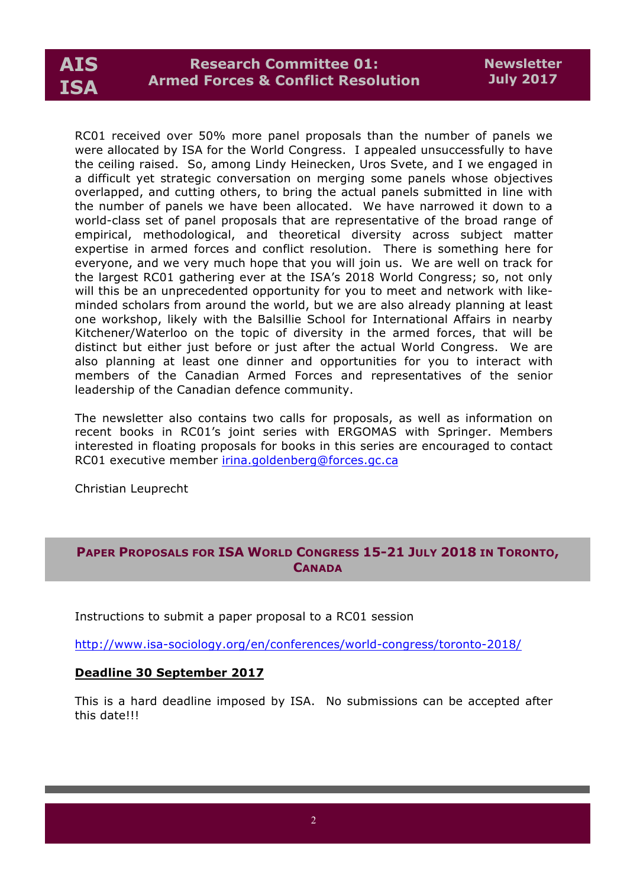RC01 received over 50% more panel proposals than the number of panels we were allocated by ISA for the World Congress. I appealed unsuccessfully to have the ceiling raised. So, among Lindy Heinecken, Uros Svete, and I we engaged in a difficult yet strategic conversation on merging some panels whose objectives overlapped, and cutting others, to bring the actual panels submitted in line with the number of panels we have been allocated. We have narrowed it down to a world-class set of panel proposals that are representative of the broad range of empirical, methodological, and theoretical diversity across subject matter expertise in armed forces and conflict resolution. There is something here for everyone, and we very much hope that you will join us. We are well on track for the largest RC01 gathering ever at the ISA's 2018 World Congress; so, not only will this be an unprecedented opportunity for you to meet and network with like-minded scholars from around the world, but we are also already planning at least one workshop, likely with the Balsillie School for International Affairs in nearby Kitchener/Waterloo on the topic of diversity in the armed forces, that will be distinct but either just before or just after the actual World Congress. We are also planning at least one dinner and opportunities for you to interact with members of the Canadian Armed Forces and representatives of the senior leadership of the Canadian defence community.

The newsletter also contains two calls for proposals, as well as information on recent books in RC01's joint series with ERGOMAS with Springer. Members interested in floating proposals for books in this series are encouraged to contact RC01 executive member irina.goldenberg@forces.gc.ca

Christian Leuprecht

## PAPER PROPOSALS FOR ISA WORLD CONGRESS 15-21 JULY 2018 IN TORONTO, CANADA

Instructions to submit a paper proposal to a RC01 session

http://www.isa-sociology.org/en/conferences/world-congress/toronto-2018/

**Deadline 30 September 2017**

This is a hard deadline imposed by ISA. No submissions can be accepted after this date!!!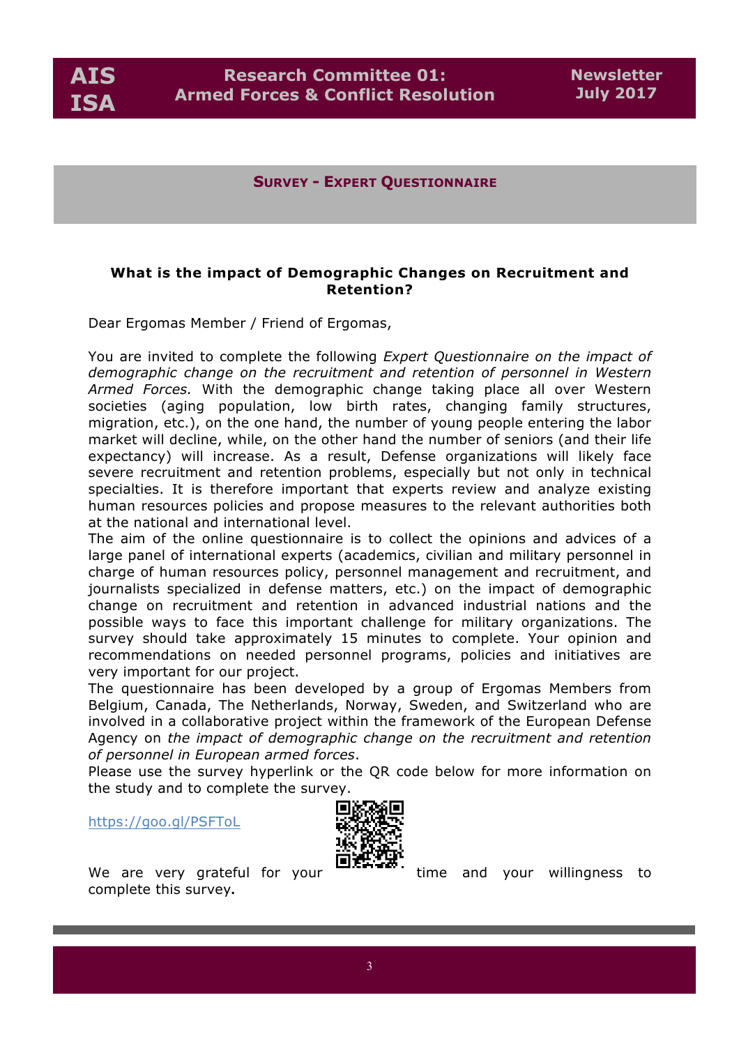## Survey - Expert Questionnaire

**What is the impact of Demographic Changes on Recruitment and Retention?**

Dear Ergomas Member / Friend of Ergomas,

You are invited to complete the following *Expert Questionnaire on the impact of demographic change on the recruitment and retention of personnel in Western Armed Forces.* With the demographic change taking place all over Western societies (aging population, low birth rates, changing family structures, migration, etc.), on the one hand, the number of young people entering the labor market will decline, while, on the other hand the number of seniors (and their life expectancy) will increase. As a result, Defense organizations will likely face severe recruitment and retention problems, especially but not only in technical specialties. It is therefore important that experts review and analyze existing human resources policies and propose measures to the relevant authorities both at the national and international level.

The aim of the online questionnaire is to collect the opinions and advices of a large panel of international experts (academics, civilian and military personnel in charge of human resources policy, personnel management and recruitment, and journalists specialized in defense matters, etc.) on the impact of demographic change on recruitment and retention in advanced industrial nations and the possible ways to face this important challenge for military organizations. The survey should take approximately 15 minutes to complete. Your opinion and recommendations on needed personnel programs, policies and initiatives are very important for our project.

The questionnaire has been developed by a group of Ergomas Members from Belgium, Canada, The Netherlands, Norway, Sweden, and Switzerland who are involved in a collaborative project within the framework of the European Defense Agency on *the impact of demographic change on the recruitment and retention of personnel in European armed forces*.

Please use the survey hyperlink or the QR code below for more information on the study and to complete the survey.

https://goo.gl/PSFToL

We are very grateful for your time and your willingness to complete this survey**.**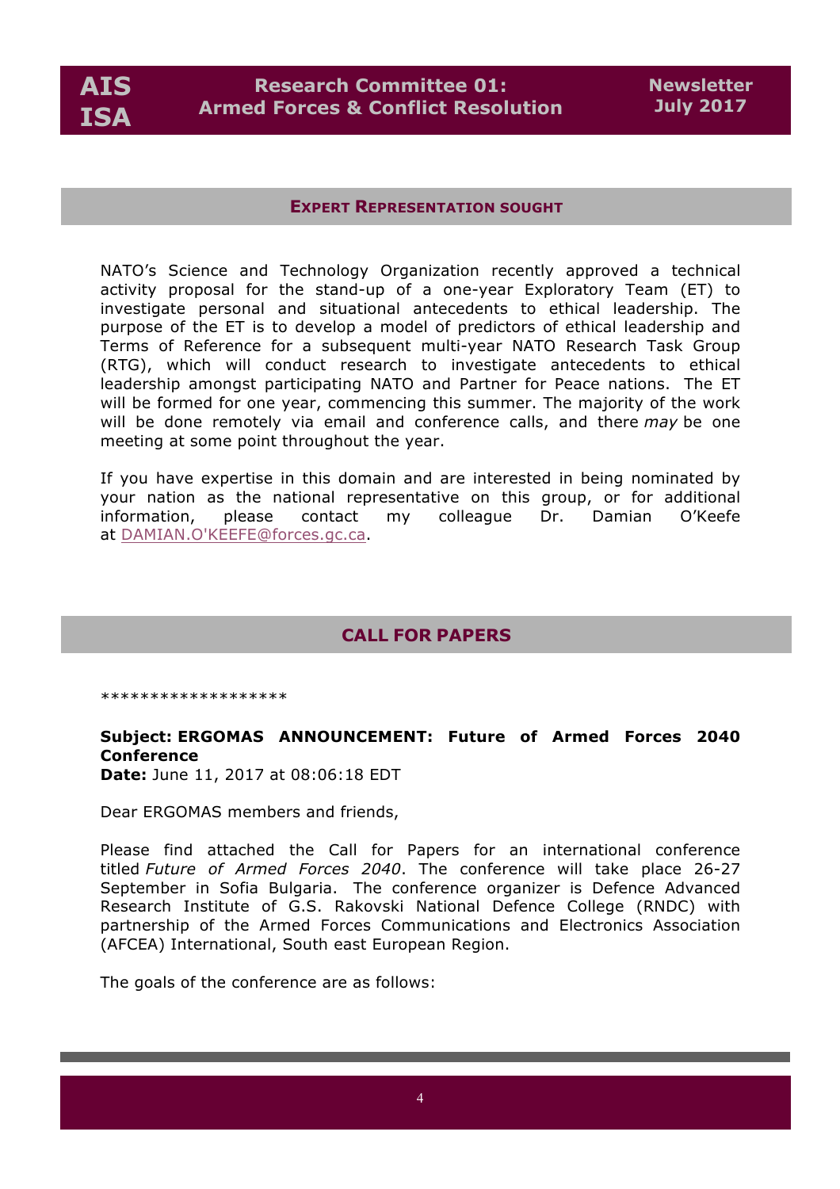## EXPERT REPRESENTATION SOUGHT

NATO's Science and Technology Organization recently approved a technical activity proposal for the stand-up of a one-year Exploratory Team (ET) to investigate personal and situational antecedents to ethical leadership. The purpose of the ET is to develop a model of predictors of ethical leadership and Terms of Reference for a subsequent multi-year NATO Research Task Group (RTG), which will conduct research to investigate antecedents to ethical leadership amongst participating NATO and Partner for Peace nations. The ET will be formed for one year, commencing this summer. The majority of the work will be done remotely via email and conference calls, and there *may* be one meeting at some point throughout the year.

If you have expertise in this domain and are interested in being nominated by your nation as the national representative on this group, or for additional information, please contact my colleague Dr. Damian O'Keefe at DAMIAN.O'KEEFE@forces.gc.ca.

## CALL FOR PAPERS

*******************

**Subject: ERGOMAS ANNOUNCEMENT: Future of Armed Forces 2040 Conference**
**Date:** June 11, 2017 at 08:06:18 EDT

Dear ERGOMAS members and friends,

Please find attached the Call for Papers for an international conference titled *Future of Armed Forces 2040*. The conference will take place 26-27 September in Sofia Bulgaria. The conference organizer is Defence Advanced Research Institute of G.S. Rakovski National Defence College (RNDC) with partnership of the Armed Forces Communications and Electronics Association (AFCEA) International, South east European Region.

The goals of the conference are as follows: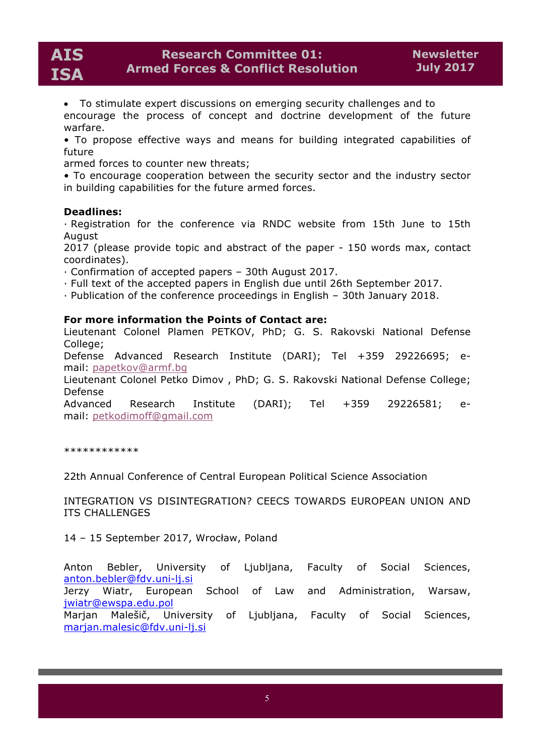- To stimulate expert discussions on emerging security challenges and to encourage the process of concept and doctrine development of the future warfare.
- To propose effective ways and means for building integrated capabilities of future armed forces to counter new threats;
- To encourage cooperation between the security sector and the industry sector in building capabilities for the future armed forces.

**Deadlines:**

· Registration for the conference via RNDC website from 15th June to 15th August 2017 (please provide topic and abstract of the paper - 150 words max, contact coordinates).
· Confirmation of accepted papers – 30th August 2017.
· Full text of the accepted papers in English due until 26th September 2017.
· Publication of the conference proceedings in English – 30th January 2018.

**For more information the Points of Contact are:**

Lieutenant Colonel Plamen PETKOV, PhD; G. S. Rakovski National Defense College;
Defense Advanced Research Institute (DARI); Tel +359 29226695; e-mail: papetkov@armf.bg
Lieutenant Colonel Petko Dimov , PhD; G. S. Rakovski National Defense College; Defense Advanced Research Institute (DARI); Tel +359 29226581; e-mail: petkodimoff@gmail.com

************

22th Annual Conference of Central European Political Science Association

INTEGRATION VS DISINTEGRATION? CEECS TOWARDS EUROPEAN UNION AND ITS CHALLENGES

14 – 15 September 2017, Wrocław, Poland

Anton Bebler, University of Ljubljana, Faculty of Social Sciences, anton.bebler@fdv.uni-lj.si
Jerzy Wiatr, European School of Law and Administration, Warsaw, jwiatr@ewspa.edu.pol
Marjan Malešič, University of Ljubljana, Faculty of Social Sciences, marjan.malesic@fdv.uni-lj.si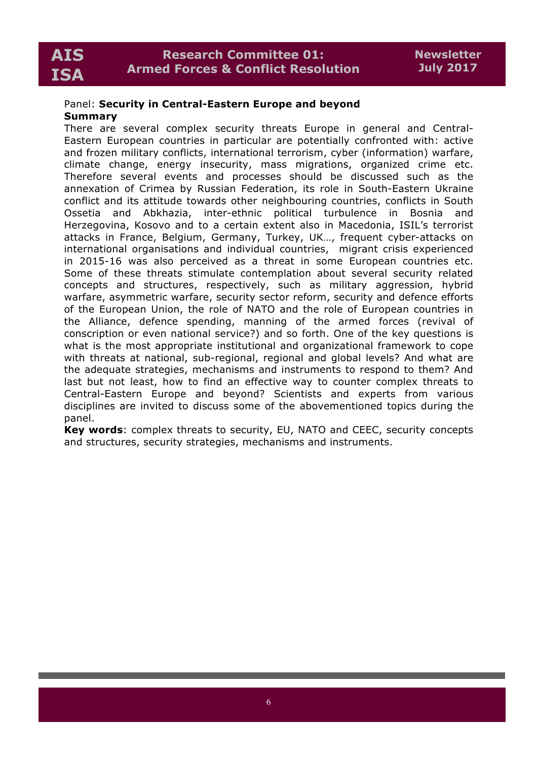Panel: **Security in Central-Eastern Europe and beyond**

**Summary**

There are several complex security threats Europe in general and Central-Eastern European countries in particular are potentially confronted with: active and frozen military conflicts, international terrorism, cyber (information) warfare, climate change, energy insecurity, mass migrations, organized crime etc. Therefore several events and processes should be discussed such as the annexation of Crimea by Russian Federation, its role in South-Eastern Ukraine conflict and its attitude towards other neighbouring countries, conflicts in South Ossetia and Abkhazia, inter-ethnic political turbulence in Bosnia and Herzegovina, Kosovo and to a certain extent also in Macedonia, ISIL's terrorist attacks in France, Belgium, Germany, Turkey, UK…, frequent cyber-attacks on international organisations and individual countries, migrant crisis experienced in 2015-16 was also perceived as a threat in some European countries etc. Some of these threats stimulate contemplation about several security related concepts and structures, respectively, such as military aggression, hybrid warfare, asymmetric warfare, security sector reform, security and defence efforts of the European Union, the role of NATO and the role of European countries in the Alliance, defence spending, manning of the armed forces (revival of conscription or even national service?) and so forth. One of the key questions is what is the most appropriate institutional and organizational framework to cope with threats at national, sub-regional, regional and global levels? And what are the adequate strategies, mechanisms and instruments to respond to them? And last but not least, how to find an effective way to counter complex threats to Central-Eastern Europe and beyond? Scientists and experts from various disciplines are invited to discuss some of the abovementioned topics during the panel.

**Key words**: complex threats to security, EU, NATO and CEEC, security concepts and structures, security strategies, mechanisms and instruments.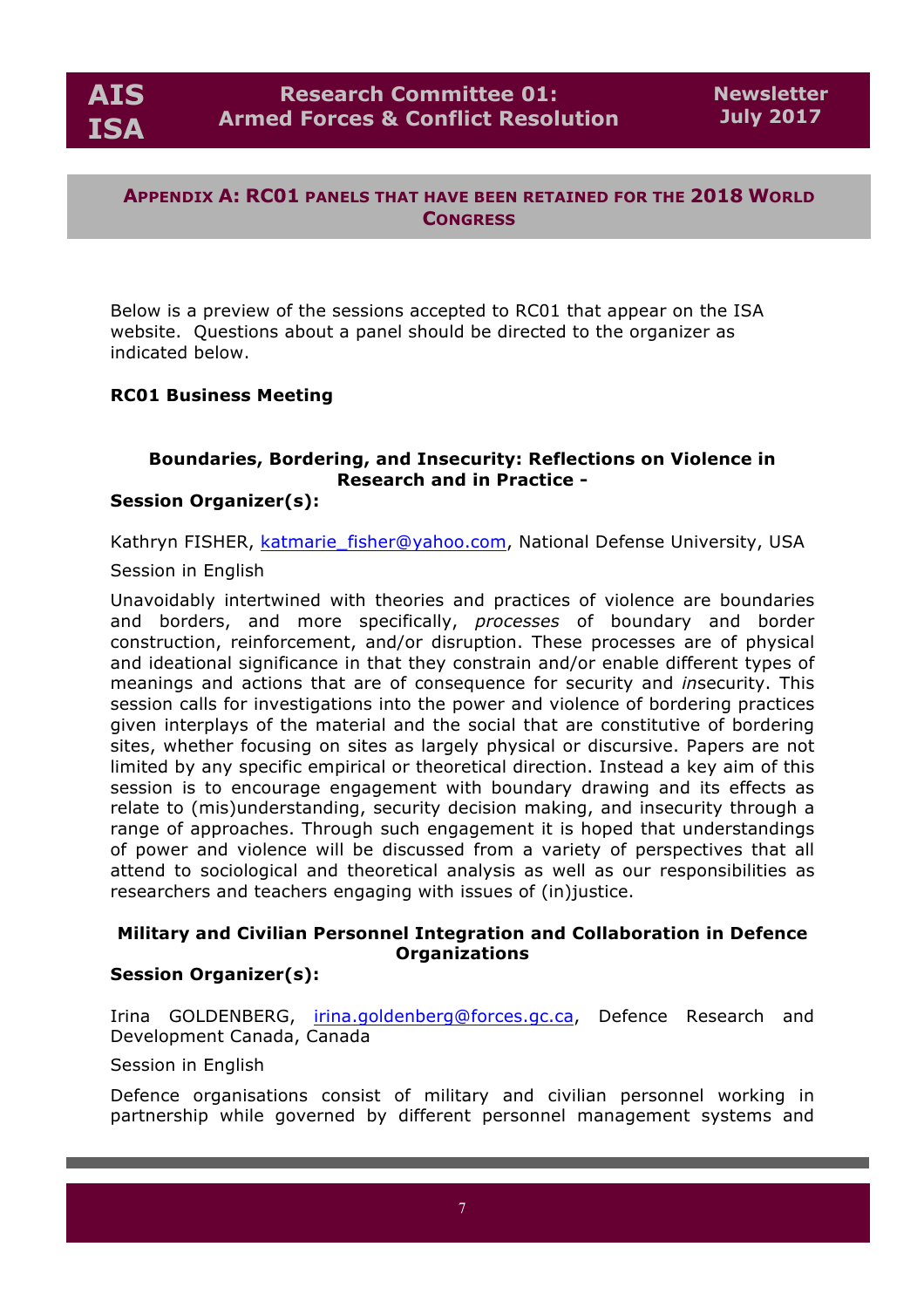## Appendix A: RC01 panels that have been retained for the 2018 World Congress

Below is a preview of the sessions accepted to RC01 that appear on the ISA website. Questions about a panel should be directed to the organizer as indicated below.

**RC01 Business Meeting**

### Boundaries, Bordering, and Insecurity: Reflections on Violence in Research and in Practice -

**Session Organizer(s):**

Kathryn FISHER, katmarie_fisher@yahoo.com, National Defense University, USA

Session in English

Unavoidably intertwined with theories and practices of violence are boundaries and borders, and more specifically, *processes* of boundary and border construction, reinforcement, and/or disruption. These processes are of physical and ideational significance in that they constrain and/or enable different types of meanings and actions that are of consequence for security and *in*security. This session calls for investigations into the power and violence of bordering practices given interplays of the material and the social that are constitutive of bordering sites, whether focusing on sites as largely physical or discursive. Papers are not limited by any specific empirical or theoretical direction. Instead a key aim of this session is to encourage engagement with boundary drawing and its effects as relate to (mis)understanding, security decision making, and insecurity through a range of approaches. Through such engagement it is hoped that understandings of power and violence will be discussed from a variety of perspectives that all attend to sociological and theoretical analysis as well as our responsibilities as researchers and teachers engaging with issues of (in)justice.

### Military and Civilian Personnel Integration and Collaboration in Defence Organizations

**Session Organizer(s):**

Irina GOLDENBERG, irina.goldenberg@forces.gc.ca, Defence Research and Development Canada, Canada

Session in English

Defence organisations consist of military and civilian personnel working in partnership while governed by different personnel management systems and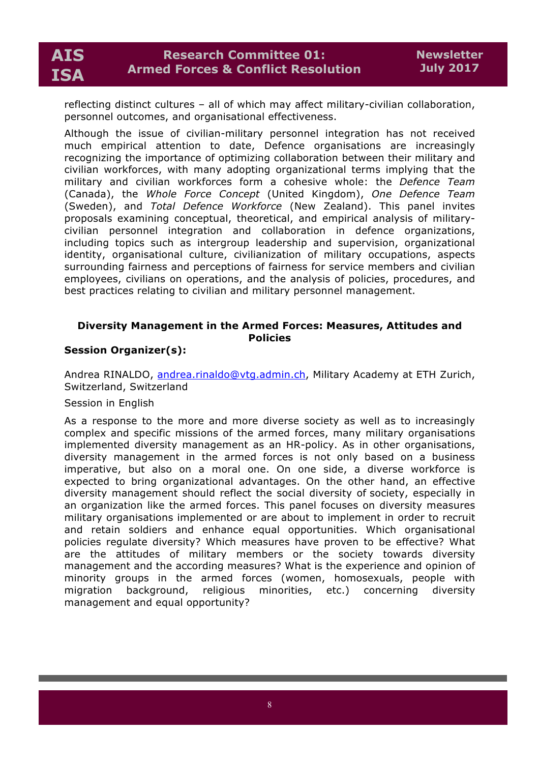reflecting distinct cultures – all of which may affect military-civilian collaboration, personnel outcomes, and organisational effectiveness.

Although the issue of civilian-military personnel integration has not received much empirical attention to date, Defence organisations are increasingly recognizing the importance of optimizing collaboration between their military and civilian workforces, with many adopting organizational terms implying that the military and civilian workforces form a cohesive whole: the *Defence Team* (Canada), the *Whole Force Concept* (United Kingdom), *One Defence Team* (Sweden), and *Total Defence Workforce* (New Zealand). This panel invites proposals examining conceptual, theoretical, and empirical analysis of military-civilian personnel integration and collaboration in defence organizations, including topics such as intergroup leadership and supervision, organizational identity, organisational culture, civilianization of military occupations, aspects surrounding fairness and perceptions of fairness for service members and civilian employees, civilians on operations, and the analysis of policies, procedures, and best practices relating to civilian and military personnel management.

### Diversity Management in the Armed Forces: Measures, Attitudes and Policies

**Session Organizer(s):**

Andrea RINALDO, andrea.rinaldo@vtg.admin.ch, Military Academy at ETH Zurich, Switzerland, Switzerland

Session in English

As a response to the more and more diverse society as well as to increasingly complex and specific missions of the armed forces, many military organisations implemented diversity management as an HR-policy. As in other organisations, diversity management in the armed forces is not only based on a business imperative, but also on a moral one. On one side, a diverse workforce is expected to bring organizational advantages. On the other hand, an effective diversity management should reflect the social diversity of society, especially in an organization like the armed forces. This panel focuses on diversity measures military organisations implemented or are about to implement in order to recruit and retain soldiers and enhance equal opportunities. Which organisational policies regulate diversity? Which measures have proven to be effective? What are the attitudes of military members or the society towards diversity management and the according measures? What is the experience and opinion of minority groups in the armed forces (women, homosexuals, people with migration background, religious minorities, etc.) concerning diversity management and equal opportunity?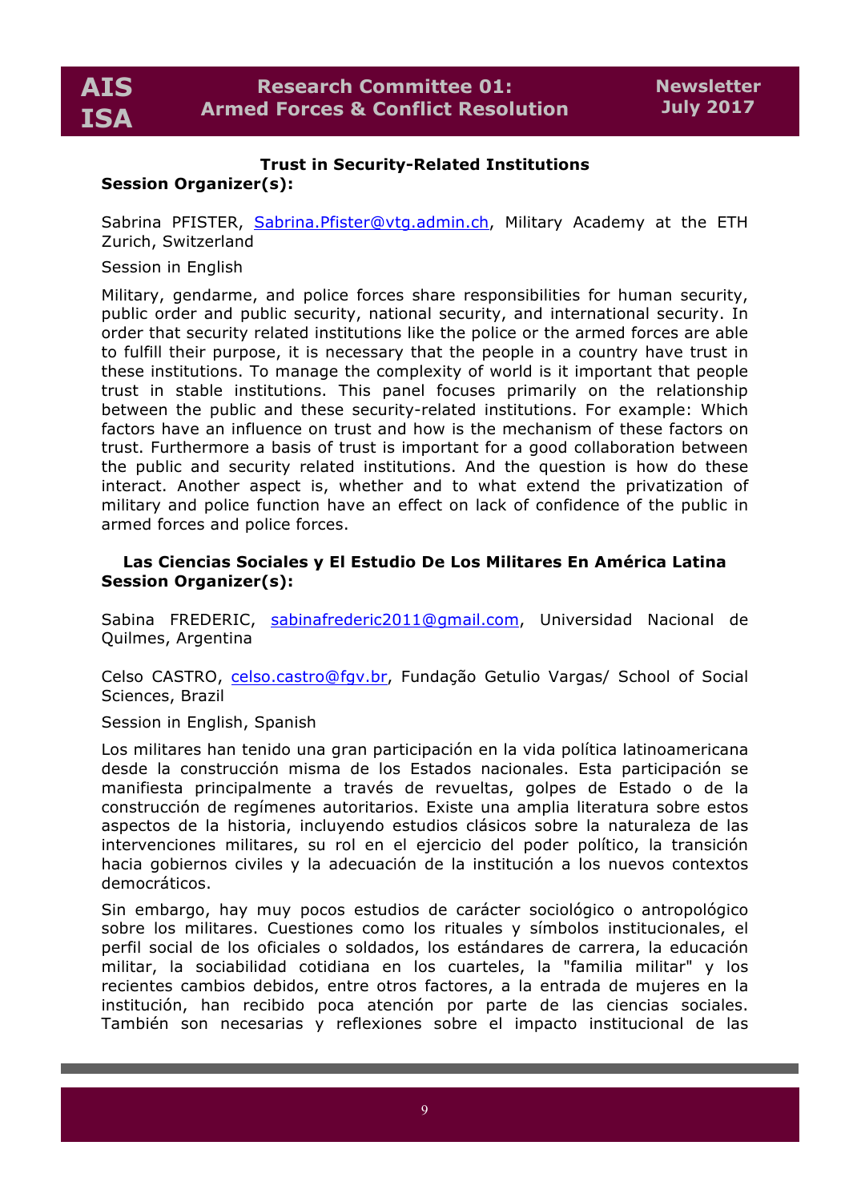## Trust in Security-Related Institutions

**Session Organizer(s):**

Sabrina PFISTER, Sabrina.Pfister@vtg.admin.ch, Military Academy at the ETH Zurich, Switzerland

Session in English

Military, gendarme, and police forces share responsibilities for human security, public order and public security, national security, and international security. In order that security related institutions like the police or the armed forces are able to fulfill their purpose, it is necessary that the people in a country have trust in these institutions. To manage the complexity of world is it important that people trust in stable institutions. This panel focuses primarily on the relationship between the public and these security-related institutions. For example: Which factors have an influence on trust and how is the mechanism of these factors on trust. Furthermore a basis of trust is important for a good collaboration between the public and security related institutions. And the question is how do these interact. Another aspect is, whether and to what extend the privatization of military and police function have an effect on lack of confidence of the public in armed forces and police forces.

## Las Ciencias Sociales y El Estudio De Los Militares En América Latina

**Session Organizer(s):**

Sabina FREDERIC, sabinafrederic2011@gmail.com, Universidad Nacional de Quilmes, Argentina

Celso CASTRO, celso.castro@fgv.br, Fundação Getulio Vargas/ School of Social Sciences, Brazil

Session in English, Spanish

Los militares han tenido una gran participación en la vida política latinoamericana desde la construcción misma de los Estados nacionales. Esta participación se manifiesta principalmente a través de revueltas, golpes de Estado o de la construcción de regímenes autoritarios. Existe una amplia literatura sobre estos aspectos de la historia, incluyendo estudios clásicos sobre la naturaleza de las intervenciones militares, su rol en el ejercicio del poder político, la transición hacia gobiernos civiles y la adecuación de la institución a los nuevos contextos democráticos.

Sin embargo, hay muy pocos estudios de carácter sociológico o antropológico sobre los militares. Cuestiones como los rituales y símbolos institucionales, el perfil social de los oficiales o soldados, los estándares de carrera, la educación militar, la sociabilidad cotidiana en los cuarteles, la "familia militar" y los recientes cambios debidos, entre otros factores, a la entrada de mujeres en la institución, han recibido poca atención por parte de las ciencias sociales. También son necesarias y reflexiones sobre el impacto institucional de las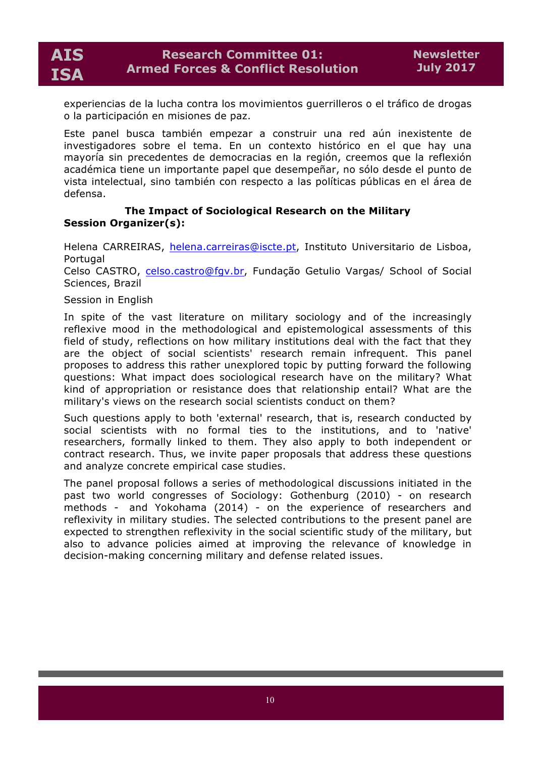experiencias de la lucha contra los movimientos guerrilleros o el tráfico de drogas o la participación en misiones de paz.

Este panel busca también empezar a construir una red aún inexistente de investigadores sobre el tema. En un contexto histórico en el que hay una mayoría sin precedentes de democracias en la región, creemos que la reflexión académica tiene un importante papel que desempeñar, no sólo desde el punto de vista intelectual, sino también con respecto a las políticas públicas en el área de defensa.

### The Impact of Sociological Research on the Military

**Session Organizer(s):**

Helena CARREIRAS, helena.carreiras@iscte.pt, Instituto Universitario de Lisboa, Portugal
Celso CASTRO, celso.castro@fgv.br, Fundação Getulio Vargas/ School of Social Sciences, Brazil

Session in English

In spite of the vast literature on military sociology and of the increasingly reflexive mood in the methodological and epistemological assessments of this field of study, reflections on how military institutions deal with the fact that they are the object of social scientists' research remain infrequent. This panel proposes to address this rather unexplored topic by putting forward the following questions: What impact does sociological research have on the military? What kind of appropriation or resistance does that relationship entail? What are the military's views on the research social scientists conduct on them?

Such questions apply to both 'external' research, that is, research conducted by social scientists with no formal ties to the institutions, and to 'native' researchers, formally linked to them. They also apply to both independent or contract research. Thus, we invite paper proposals that address these questions and analyze concrete empirical case studies.

The panel proposal follows a series of methodological discussions initiated in the past two world congresses of Sociology: Gothenburg (2010) - on research methods - and Yokohama (2014) - on the experience of researchers and reflexivity in military studies. The selected contributions to the present panel are expected to strengthen reflexivity in the social scientific study of the military, but also to advance policies aimed at improving the relevance of knowledge in decision-making concerning military and defense related issues.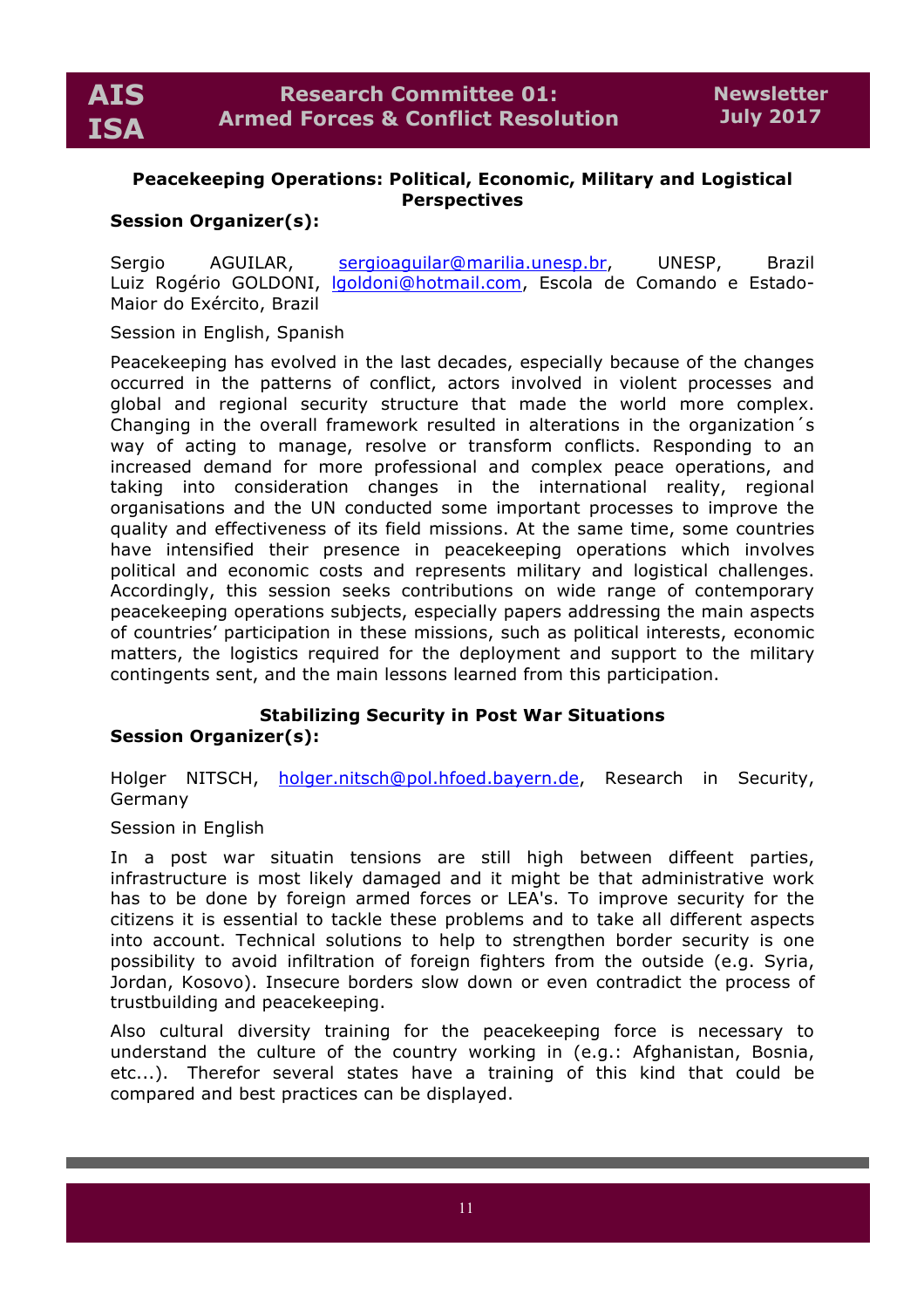### Peacekeeping Operations: Political, Economic, Military and Logistical Perspectives

**Session Organizer(s):**

Sergio AGUILAR, sergioaguilar@marilia.unesp.br, UNESP, Brazil
Luiz Rogério GOLDONI, lgoldoni@hotmail.com, Escola de Comando e Estado-Maior do Exército, Brazil

Session in English, Spanish

Peacekeeping has evolved in the last decades, especially because of the changes occurred in the patterns of conflict, actors involved in violent processes and global and regional security structure that made the world more complex. Changing in the overall framework resulted in alterations in the organization´s way of acting to manage, resolve or transform conflicts. Responding to an increased demand for more professional and complex peace operations, and taking into consideration changes in the international reality, regional organisations and the UN conducted some important processes to improve the quality and effectiveness of its field missions. At the same time, some countries have intensified their presence in peacekeeping operations which involves political and economic costs and represents military and logistical challenges. Accordingly, this session seeks contributions on wide range of contemporary peacekeeping operations subjects, especially papers addressing the main aspects of countries' participation in these missions, such as political interests, economic matters, the logistics required for the deployment and support to the military contingents sent, and the main lessons learned from this participation.

### Stabilizing Security in Post War Situations

**Session Organizer(s):**

Holger NITSCH, holger.nitsch@pol.hfoed.bayern.de, Research in Security, Germany

Session in English

In a post war situatin tensions are still high between diffeent parties, infrastructure is most likely damaged and it might be that administrative work has to be done by foreign armed forces or LEA's. To improve security for the citizens it is essential to tackle these problems and to take all different aspects into account. Technical solutions to help to strengthen border security is one possibility to avoid infiltration of foreign fighters from the outside (e.g. Syria, Jordan, Kosovo). Insecure borders slow down or even contradict the process of trustbuilding and peacekeeping.

Also cultural diversity training for the peacekeeping force is necessary to understand the culture of the country working in (e.g.: Afghanistan, Bosnia, etc...). Therefor several states have a training of this kind that could be compared and best practices can be displayed.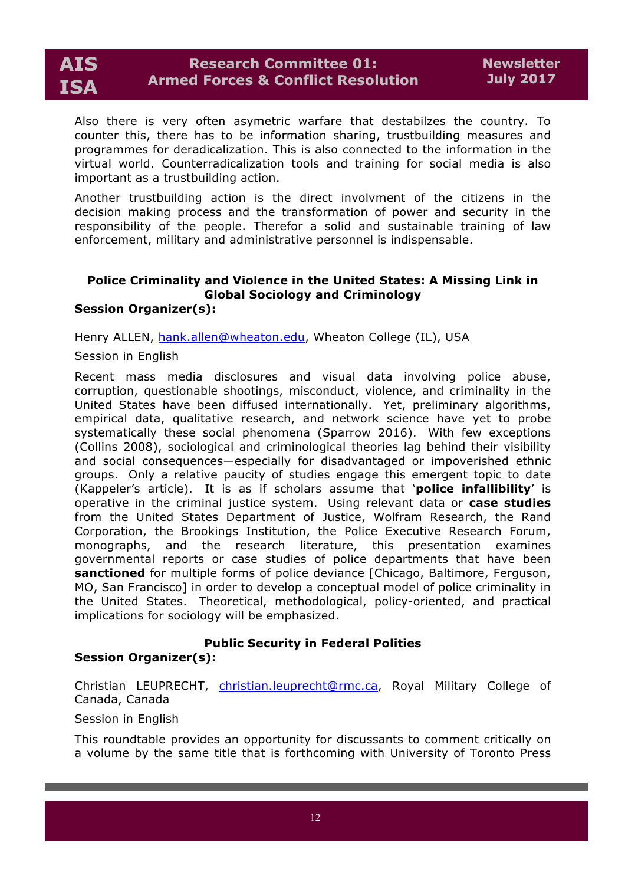Also there is very often asymetric warfare that destabilzes the country. To counter this, there has to be information sharing, trustbuilding measures and programmes for deradicalization. This is also connected to the information in the virtual world. Counterradicalization tools and training for social media is also important as a trustbuilding action.

Another trustbuilding action is the direct involvment of the citizens in the decision making process and the transformation of power and security in the responsibility of the people. Therefor a solid and sustainable training of law enforcement, military and administrative personnel is indispensable.

### Police Criminality and Violence in the United States: A Missing Link in Global Sociology and Criminology

**Session Organizer(s):**

Henry ALLEN, hank.allen@wheaton.edu, Wheaton College (IL), USA

Session in English

Recent mass media disclosures and visual data involving police abuse, corruption, questionable shootings, misconduct, violence, and criminality in the United States have been diffused internationally. Yet, preliminary algorithms, empirical data, qualitative research, and network science have yet to probe systematically these social phenomena (Sparrow 2016). With few exceptions (Collins 2008), sociological and criminological theories lag behind their visibility and social consequences—especially for disadvantaged or impoverished ethnic groups. Only a relative paucity of studies engage this emergent topic to date (Kappeler's article). It is as if scholars assume that '**police infallibility**' is operative in the criminal justice system. Using relevant data or **case studies** from the United States Department of Justice, Wolfram Research, the Rand Corporation, the Brookings Institution, the Police Executive Research Forum, monographs, and the research literature, this presentation examines governmental reports or case studies of police departments that have been **sanctioned** for multiple forms of police deviance [Chicago, Baltimore, Ferguson, MO, San Francisco] in order to develop a conceptual model of police criminality in the United States. Theoretical, methodological, policy-oriented, and practical implications for sociology will be emphasized.

### Public Security in Federal Polities

**Session Organizer(s):**

Christian LEUPRECHT, christian.leuprecht@rmc.ca, Royal Military College of Canada, Canada

Session in English

This roundtable provides an opportunity for discussants to comment critically on a volume by the same title that is forthcoming with University of Toronto Press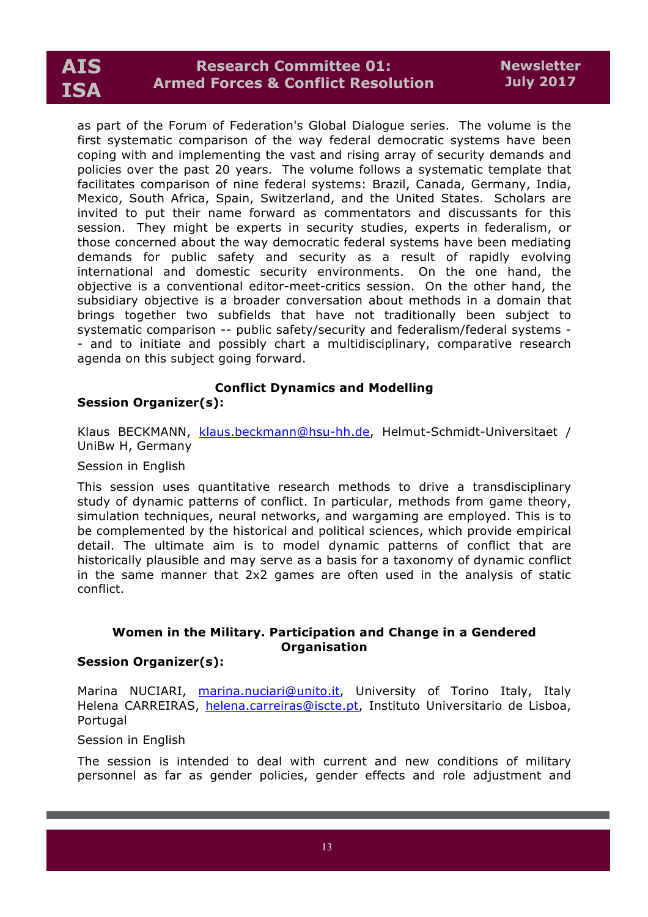as part of the Forum of Federation's Global Dialogue series. The volume is the first systematic comparison of the way federal democratic systems have been coping with and implementing the vast and rising array of security demands and policies over the past 20 years. The volume follows a systematic template that facilitates comparison of nine federal systems: Brazil, Canada, Germany, India, Mexico, South Africa, Spain, Switzerland, and the United States. Scholars are invited to put their name forward as commentators and discussants for this session. They might be experts in security studies, experts in federalism, or those concerned about the way democratic federal systems have been mediating demands for public safety and security as a result of rapidly evolving international and domestic security environments. On the one hand, the objective is a conventional editor-meet-critics session. On the other hand, the subsidiary objective is a broader conversation about methods in a domain that brings together two subfields that have not traditionally been subject to systematic comparison -- public safety/security and federalism/federal systems -- and to initiate and possibly chart a multidisciplinary, comparative research agenda on this subject going forward.

### Conflict Dynamics and Modelling

**Session Organizer(s):**

Klaus BECKMANN, klaus.beckmann@hsu-hh.de, Helmut-Schmidt-Universitaet / UniBw H, Germany

Session in English

This session uses quantitative research methods to drive a transdisciplinary study of dynamic patterns of conflict. In particular, methods from game theory, simulation techniques, neural networks, and wargaming are employed. This is to be complemented by the historical and political sciences, which provide empirical detail. The ultimate aim is to model dynamic patterns of conflict that are historically plausible and may serve as a basis for a taxonomy of dynamic conflict in the same manner that 2x2 games are often used in the analysis of static conflict.

### Women in the Military. Participation and Change in a Gendered Organisation

**Session Organizer(s):**

Marina NUCIARI, marina.nuciari@unito.it, University of Torino Italy, Italy
Helena CARREIRAS, helena.carreiras@iscte.pt, Instituto Universitario de Lisboa, Portugal

Session in English

The session is intended to deal with current and new conditions of military personnel as far as gender policies, gender effects and role adjustment and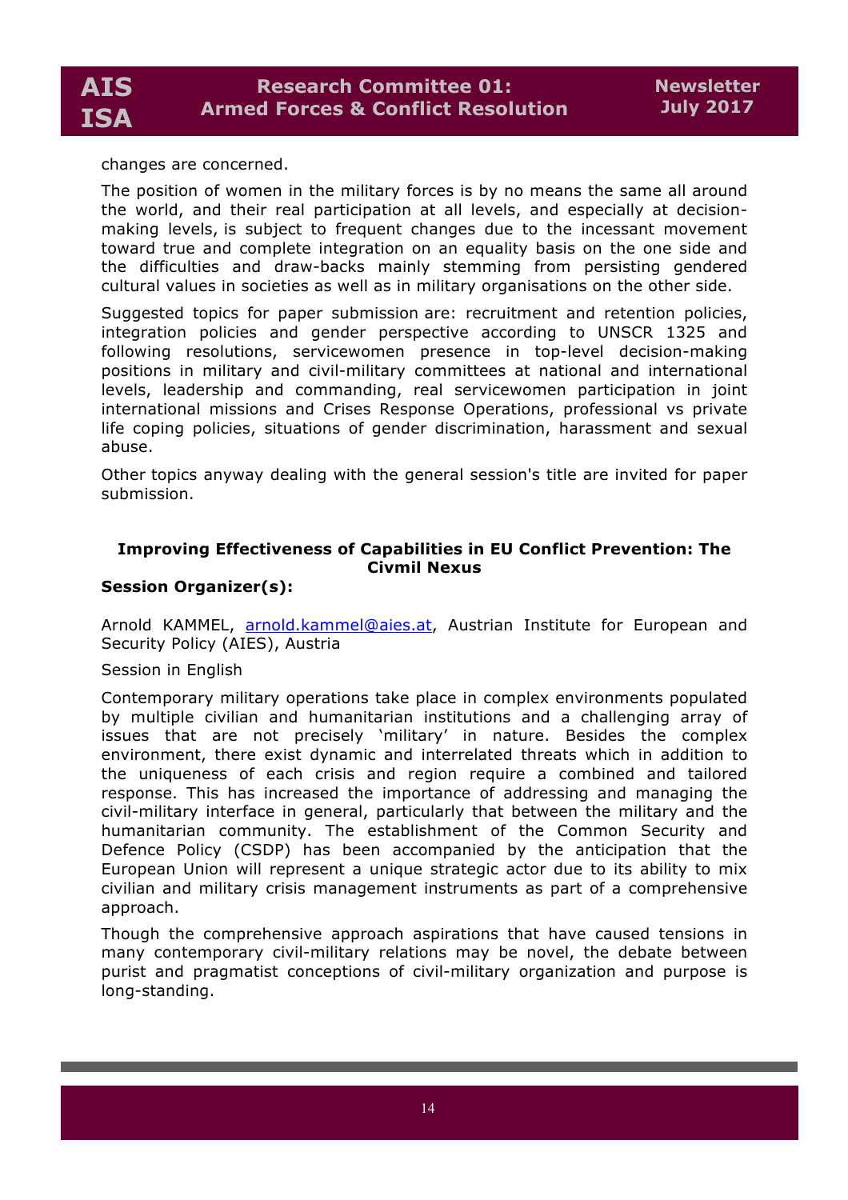changes are concerned.

The position of women in the military forces is by no means the same all around the world, and their real participation at all levels, and especially at decision-making levels, is subject to frequent changes due to the incessant movement toward true and complete integration on an equality basis on the one side and the difficulties and draw-backs mainly stemming from persisting gendered cultural values in societies as well as in military organisations on the other side.

Suggested topics for paper submission are: recruitment and retention policies, integration policies and gender perspective according to UNSCR 1325 and following resolutions, servicewomen presence in top-level decision-making positions in military and civil-military committees at national and international levels, leadership and commanding, real servicewomen participation in joint international missions and Crises Response Operations, professional vs private life coping policies, situations of gender discrimination, harassment and sexual abuse.

Other topics anyway dealing with the general session's title are invited for paper submission.

### Improving Effectiveness of Capabilities in EU Conflict Prevention: The Civmil Nexus

**Session Organizer(s):**

Arnold KAMMEL, arnold.kammel@aies.at, Austrian Institute for European and Security Policy (AIES), Austria

Session in English

Contemporary military operations take place in complex environments populated by multiple civilian and humanitarian institutions and a challenging array of issues that are not precisely 'military' in nature. Besides the complex environment, there exist dynamic and interrelated threats which in addition to the uniqueness of each crisis and region require a combined and tailored response. This has increased the importance of addressing and managing the civil-military interface in general, particularly that between the military and the humanitarian community. The establishment of the Common Security and Defence Policy (CSDP) has been accompanied by the anticipation that the European Union will represent a unique strategic actor due to its ability to mix civilian and military crisis management instruments as part of a comprehensive approach.

Though the comprehensive approach aspirations that have caused tensions in many contemporary civil-military relations may be novel, the debate between purist and pragmatist conceptions of civil-military organization and purpose is long-standing.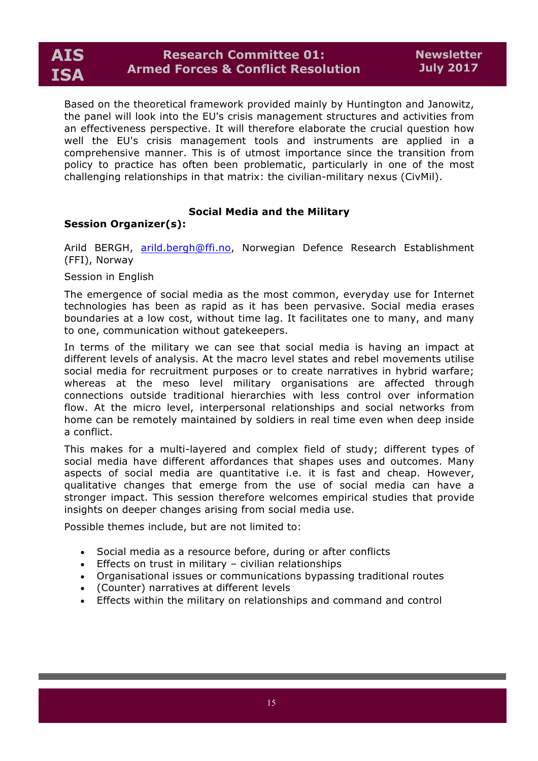Based on the theoretical framework provided mainly by Huntington and Janowitz, the panel will look into the EU's crisis management structures and activities from an effectiveness perspective. It will therefore elaborate the crucial question how well the EU's crisis management tools and instruments are applied in a comprehensive manner. This is of utmost importance since the transition from policy to practice has often been problematic, particularly in one of the most challenging relationships in that matrix: the civilian-military nexus (CivMil).

## Social Media and the Military

**Session Organizer(s):**

Arild BERGH, arild.bergh@ffi.no, Norwegian Defence Research Establishment (FFI), Norway

Session in English

The emergence of social media as the most common, everyday use for Internet technologies has been as rapid as it has been pervasive. Social media erases boundaries at a low cost, without time lag. It facilitates one to many, and many to one, communication without gatekeepers.

In terms of the military we can see that social media is having an impact at different levels of analysis. At the macro level states and rebel movements utilise social media for recruitment purposes or to create narratives in hybrid warfare; whereas at the meso level military organisations are affected through connections outside traditional hierarchies with less control over information flow. At the micro level, interpersonal relationships and social networks from home can be remotely maintained by soldiers in real time even when deep inside a conflict.

This makes for a multi-layered and complex field of study; different types of social media have different affordances that shapes uses and outcomes. Many aspects of social media are quantitative i.e. it is fast and cheap. However, qualitative changes that emerge from the use of social media can have a stronger impact. This session therefore welcomes empirical studies that provide insights on deeper changes arising from social media use.

Possible themes include, but are not limited to:

- Social media as a resource before, during or after conflicts
- Effects on trust in military – civilian relationships
- Organisational issues or communications bypassing traditional routes
- (Counter) narratives at different levels
- Effects within the military on relationships and command and control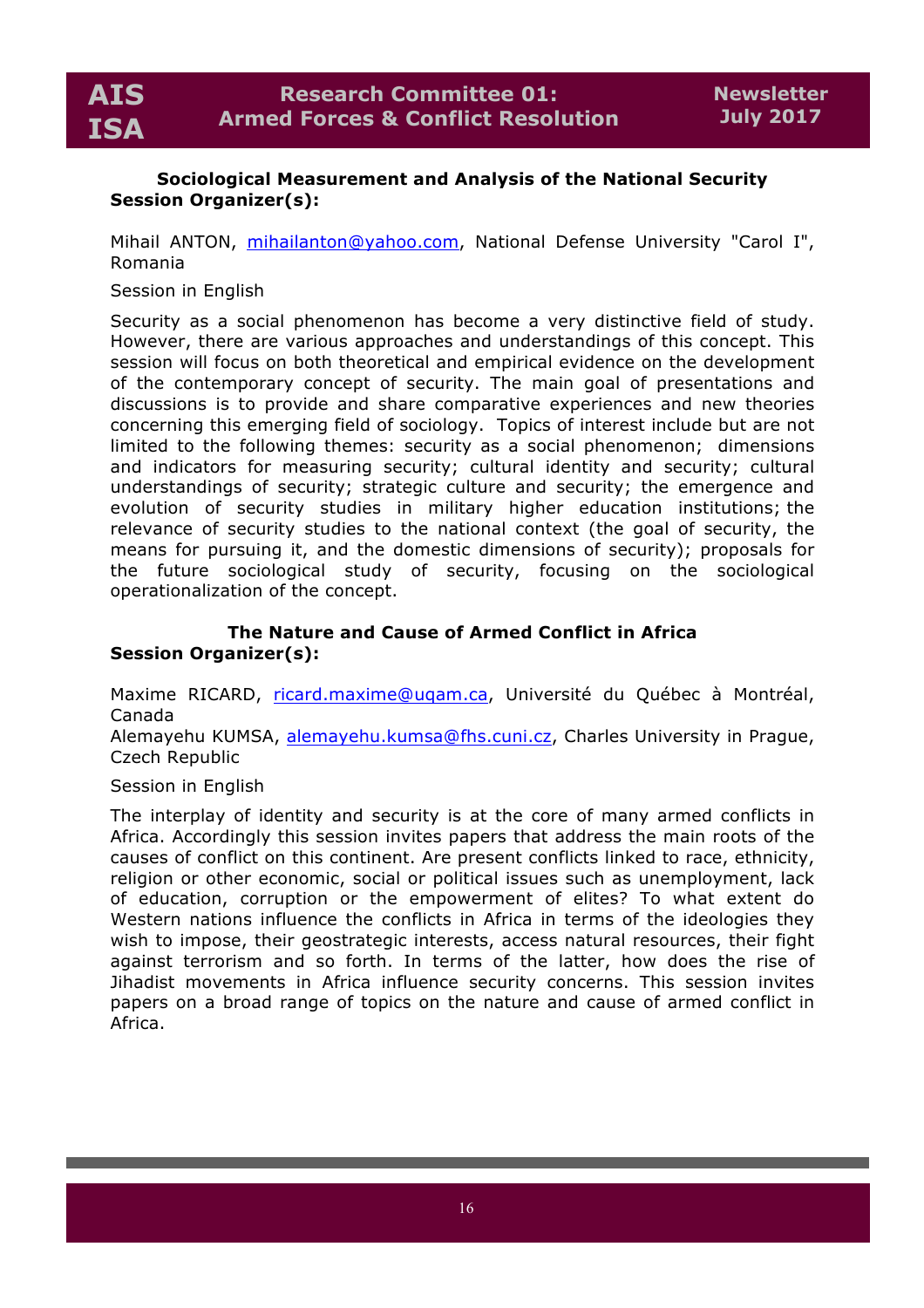### Sociological Measurement and Analysis of the National Security

**Session Organizer(s):**

Mihail ANTON, mihailanton@yahoo.com, National Defense University "Carol I", Romania

Session in English

Security as a social phenomenon has become a very distinctive field of study. However, there are various approaches and understandings of this concept. This session will focus on both theoretical and empirical evidence on the development of the contemporary concept of security. The main goal of presentations and discussions is to provide and share comparative experiences and new theories concerning this emerging field of sociology. Topics of interest include but are not limited to the following themes: security as a social phenomenon; dimensions and indicators for measuring security; cultural identity and security; cultural understandings of security; strategic culture and security; the emergence and evolution of security studies in military higher education institutions; the relevance of security studies to the national context (the goal of security, the means for pursuing it, and the domestic dimensions of security); proposals for the future sociological study of security, focusing on the sociological operationalization of the concept.

### The Nature and Cause of Armed Conflict in Africa

**Session Organizer(s):**

Maxime RICARD, ricard.maxime@uqam.ca, Université du Québec à Montréal, Canada
Alemayehu KUMSA, alemayehu.kumsa@fhs.cuni.cz, Charles University in Prague, Czech Republic

Session in English

The interplay of identity and security is at the core of many armed conflicts in Africa. Accordingly this session invites papers that address the main roots of the causes of conflict on this continent. Are present conflicts linked to race, ethnicity, religion or other economic, social or political issues such as unemployment, lack of education, corruption or the empowerment of elites? To what extent do Western nations influence the conflicts in Africa in terms of the ideologies they wish to impose, their geostrategic interests, access natural resources, their fight against terrorism and so forth. In terms of the latter, how does the rise of Jihadist movements in Africa influence security concerns. This session invites papers on a broad range of topics on the nature and cause of armed conflict in Africa.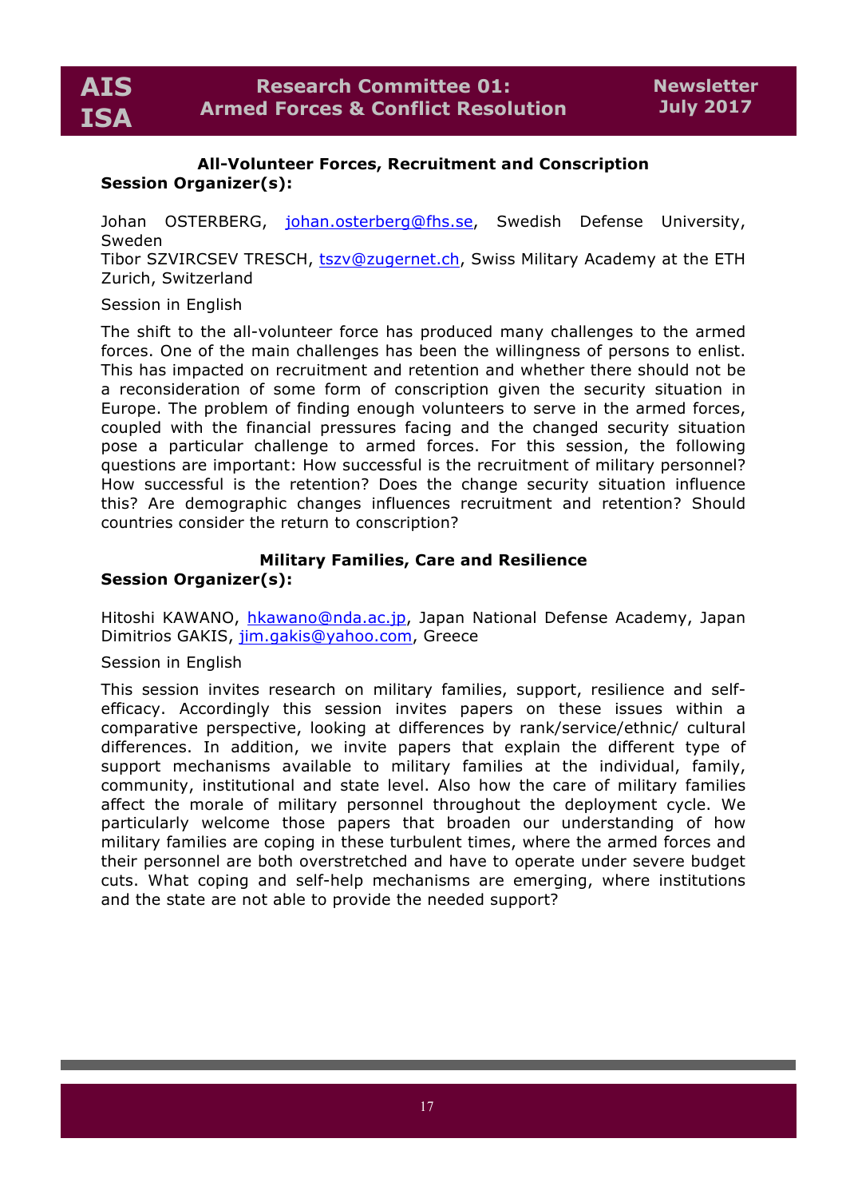### All-Volunteer Forces, Recruitment and Conscription

**Session Organizer(s):**

Johan OSTERBERG, johan.osterberg@fhs.se, Swedish Defense University, Sweden
Tibor SZVIRCSEV TRESCH, tszv@zugernet.ch, Swiss Military Academy at the ETH Zurich, Switzerland

Session in English

The shift to the all-volunteer force has produced many challenges to the armed forces. One of the main challenges has been the willingness of persons to enlist. This has impacted on recruitment and retention and whether there should not be a reconsideration of some form of conscription given the security situation in Europe. The problem of finding enough volunteers to serve in the armed forces, coupled with the financial pressures facing and the changed security situation pose a particular challenge to armed forces. For this session, the following questions are important: How successful is the recruitment of military personnel? How successful is the retention? Does the change security situation influence this? Are demographic changes influences recruitment and retention? Should countries consider the return to conscription?

### Military Families, Care and Resilience

**Session Organizer(s):**

Hitoshi KAWANO, hkawano@nda.ac.jp, Japan National Defense Academy, Japan
Dimitrios GAKIS, jim.gakis@yahoo.com, Greece

Session in English

This session invites research on military families, support, resilience and self-efficacy. Accordingly this session invites papers on these issues within a comparative perspective, looking at differences by rank/service/ethnic/ cultural differences. In addition, we invite papers that explain the different type of support mechanisms available to military families at the individual, family, community, institutional and state level. Also how the care of military families affect the morale of military personnel throughout the deployment cycle. We particularly welcome those papers that broaden our understanding of how military families are coping in these turbulent times, where the armed forces and their personnel are both overstretched and have to operate under severe budget cuts. What coping and self-help mechanisms are emerging, where institutions and the state are not able to provide the needed support?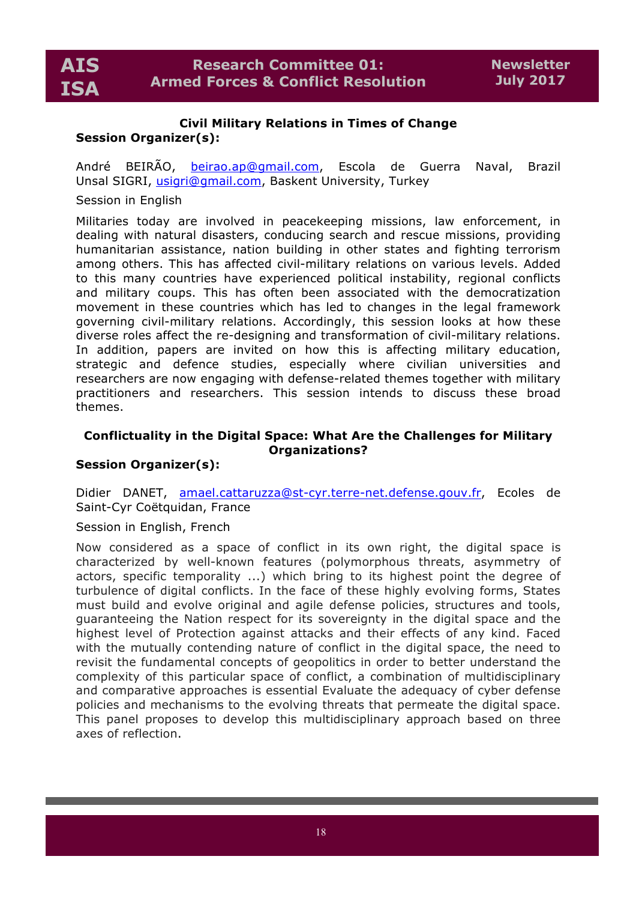### Civil Military Relations in Times of Change

**Session Organizer(s):**

André BEIRÃO, beirao.ap@gmail.com, Escola de Guerra Naval, Brazil
Unsal SIGRI, usigri@gmail.com, Baskent University, Turkey

Session in English

Militaries today are involved in peacekeeping missions, law enforcement, in dealing with natural disasters, conducing search and rescue missions, providing humanitarian assistance, nation building in other states and fighting terrorism among others. This has affected civil-military relations on various levels. Added to this many countries have experienced political instability, regional conflicts and military coups. This has often been associated with the democratization movement in these countries which has led to changes in the legal framework governing civil-military relations. Accordingly, this session looks at how these diverse roles affect the re-designing and transformation of civil-military relations. In addition, papers are invited on how this is affecting military education, strategic and defence studies, especially where civilian universities and researchers are now engaging with defense-related themes together with military practitioners and researchers. This session intends to discuss these broad themes.

### Conflictuality in the Digital Space: What Are the Challenges for Military Organizations?

**Session Organizer(s):**

Didier DANET, amael.cattaruzza@st-cyr.terre-net.defense.gouv.fr, Ecoles de Saint-Cyr Coëtquidan, France

Session in English, French

Now considered as a space of conflict in its own right, the digital space is characterized by well-known features (polymorphous threats, asymmetry of actors, specific temporality ...) which bring to its highest point the degree of turbulence of digital conflicts. In the face of these highly evolving forms, States must build and evolve original and agile defense policies, structures and tools, guaranteeing the Nation respect for its sovereignty in the digital space and the highest level of Protection against attacks and their effects of any kind. Faced with the mutually contending nature of conflict in the digital space, the need to revisit the fundamental concepts of geopolitics in order to better understand the complexity of this particular space of conflict, a combination of multidisciplinary and comparative approaches is essential Evaluate the adequacy of cyber defense policies and mechanisms to the evolving threats that permeate the digital space. This panel proposes to develop this multidisciplinary approach based on three axes of reflection.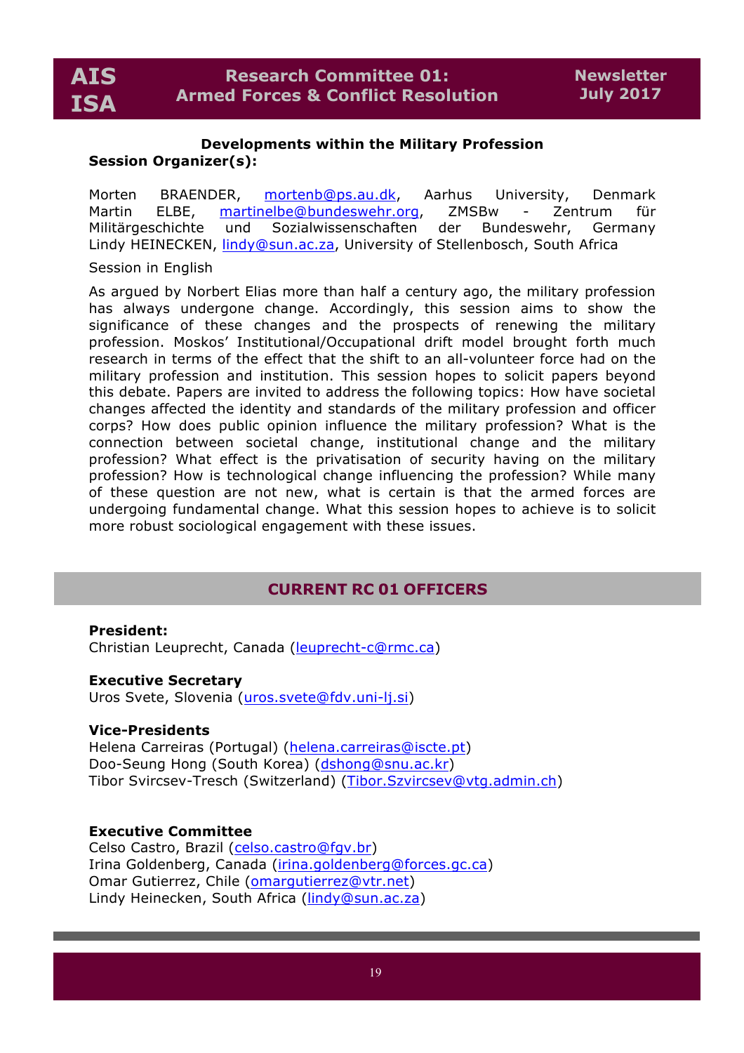### Developments within the Military Profession

**Session Organizer(s):**

Morten BRAENDER, mortenb@ps.au.dk, Aarhus University, Denmark
Martin ELBE, martinelbe@bundeswehr.org, ZMSBw - Zentrum für Militärgeschichte und Sozialwissenschaften der Bundeswehr, Germany
Lindy HEINECKEN, lindy@sun.ac.za, University of Stellenbosch, South Africa

Session in English

As argued by Norbert Elias more than half a century ago, the military profession has always undergone change. Accordingly, this session aims to show the significance of these changes and the prospects of renewing the military profession. Moskos' Institutional/Occupational drift model brought forth much research in terms of the effect that the shift to an all-volunteer force had on the military profession and institution. This session hopes to solicit papers beyond this debate. Papers are invited to address the following topics: How have societal changes affected the identity and standards of the military profession and officer corps? How does public opinion influence the military profession? What is the connection between societal change, institutional change and the military profession? What effect is the privatisation of security having on the military profession? How is technological change influencing the profession? While many of these question are not new, what is certain is that the armed forces are undergoing fundamental change. What this session hopes to achieve is to solicit more robust sociological engagement with these issues.

## CURRENT RC 01 OFFICERS

**President:**
Christian Leuprecht, Canada (leuprecht-c@rmc.ca)

**Executive Secretary**
Uros Svete, Slovenia (uros.svete@fdv.uni-lj.si)

**Vice-Presidents**
Helena Carreiras (Portugal) (helena.carreiras@iscte.pt)
Doo-Seung Hong (South Korea) (dshong@snu.ac.kr)
Tibor Svircsev-Tresch (Switzerland) (Tibor.Szvircsev@vtg.admin.ch)

**Executive Committee**
Celso Castro, Brazil (celso.castro@fgv.br)
Irina Goldenberg, Canada (irina.goldenberg@forces.gc.ca)
Omar Gutierrez, Chile (omargutierrez@vtr.net)
Lindy Heinecken, South Africa (lindy@sun.ac.za)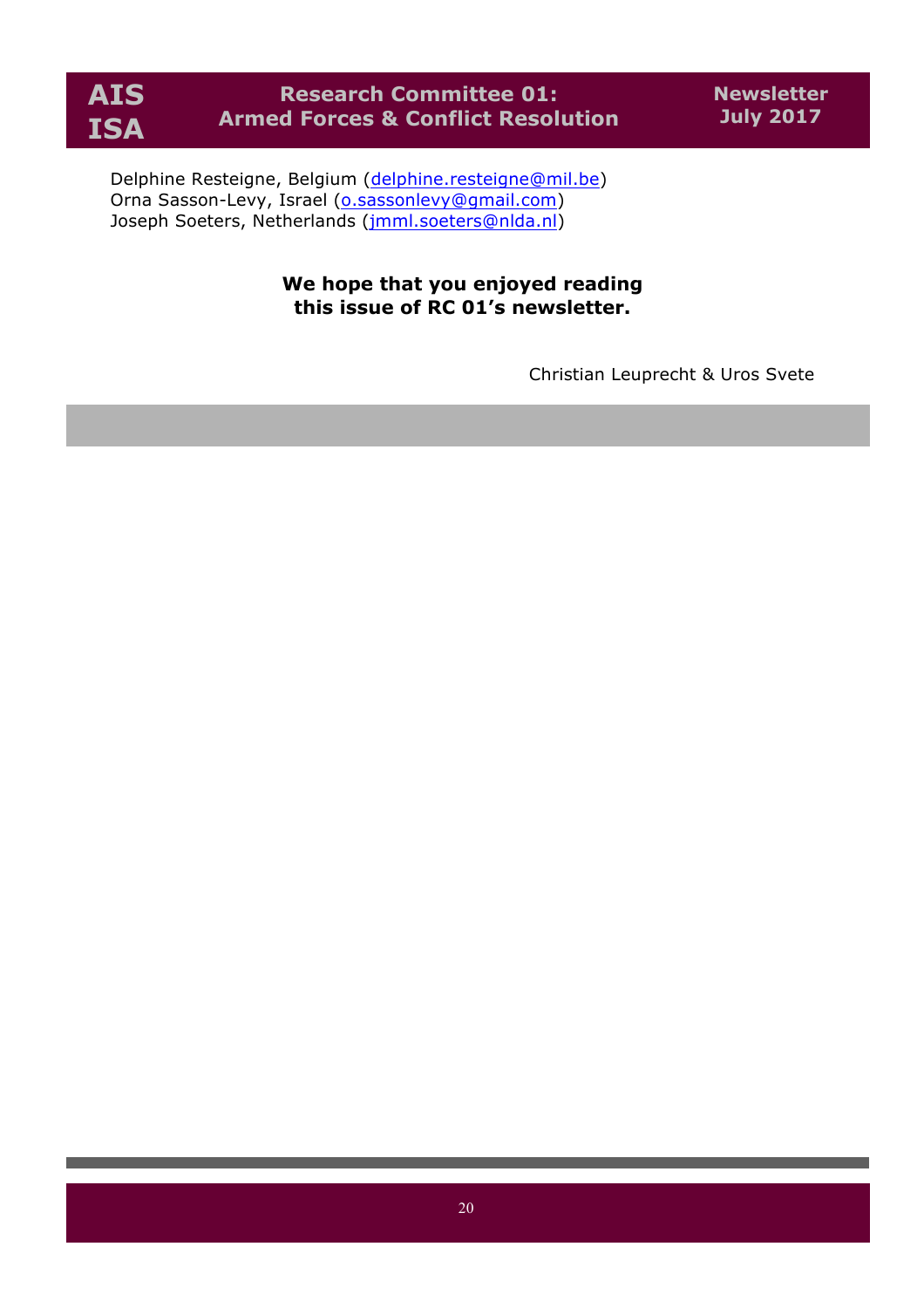Delphine Resteigne, Belgium (delphine.resteigne@mil.be)
Orna Sasson-Levy, Israel (o.sassonlevy@gmail.com)
Joseph Soeters, Netherlands (jmml.soeters@nlda.nl)

**We hope that you enjoyed reading this issue of RC 01's newsletter.**

Christian Leuprecht & Uros Svete